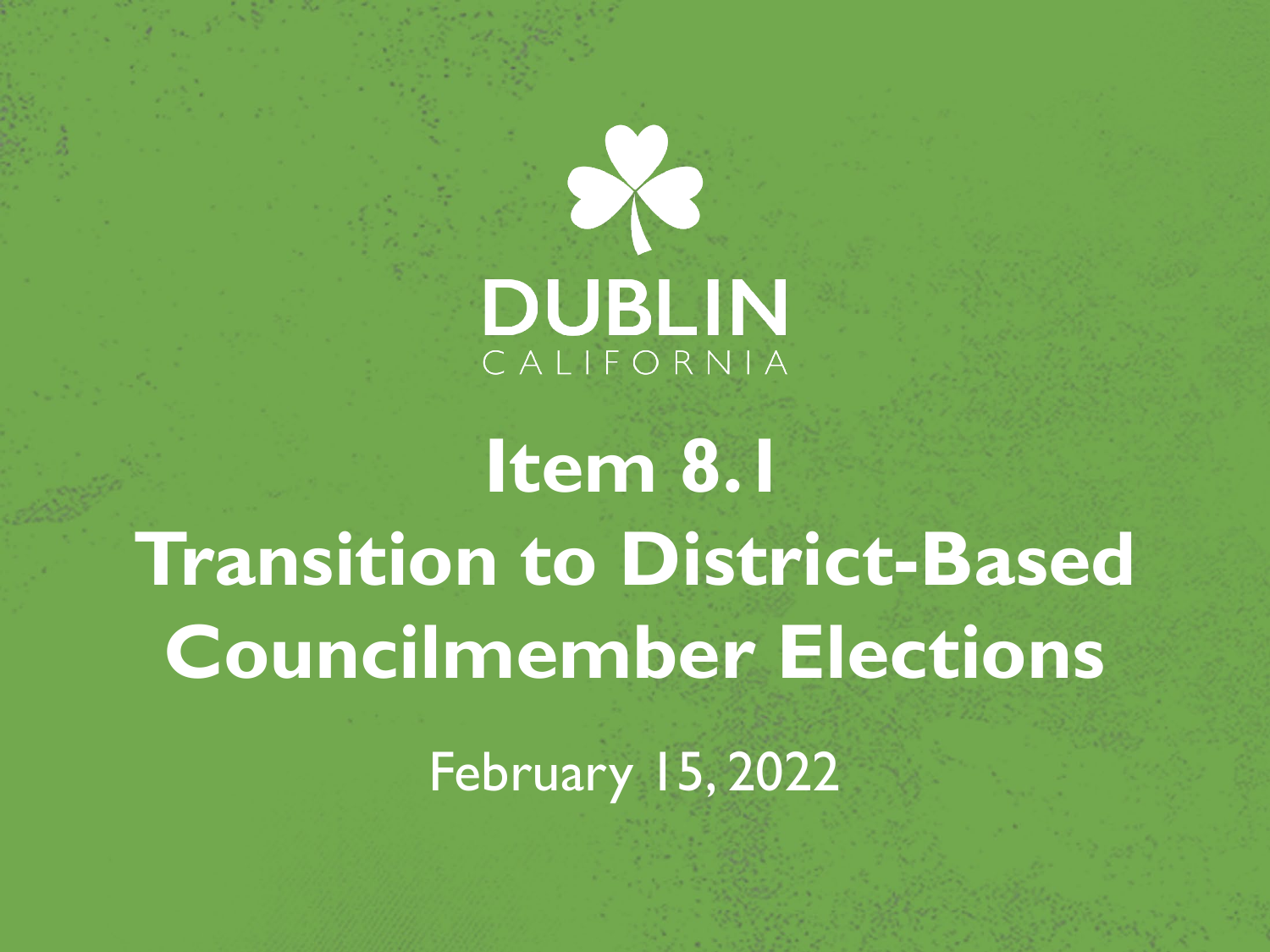DUBLIN

CALIFORNIA

# Item 8.1
# Transition to District-Based Councilmember Elections

February 15, 2022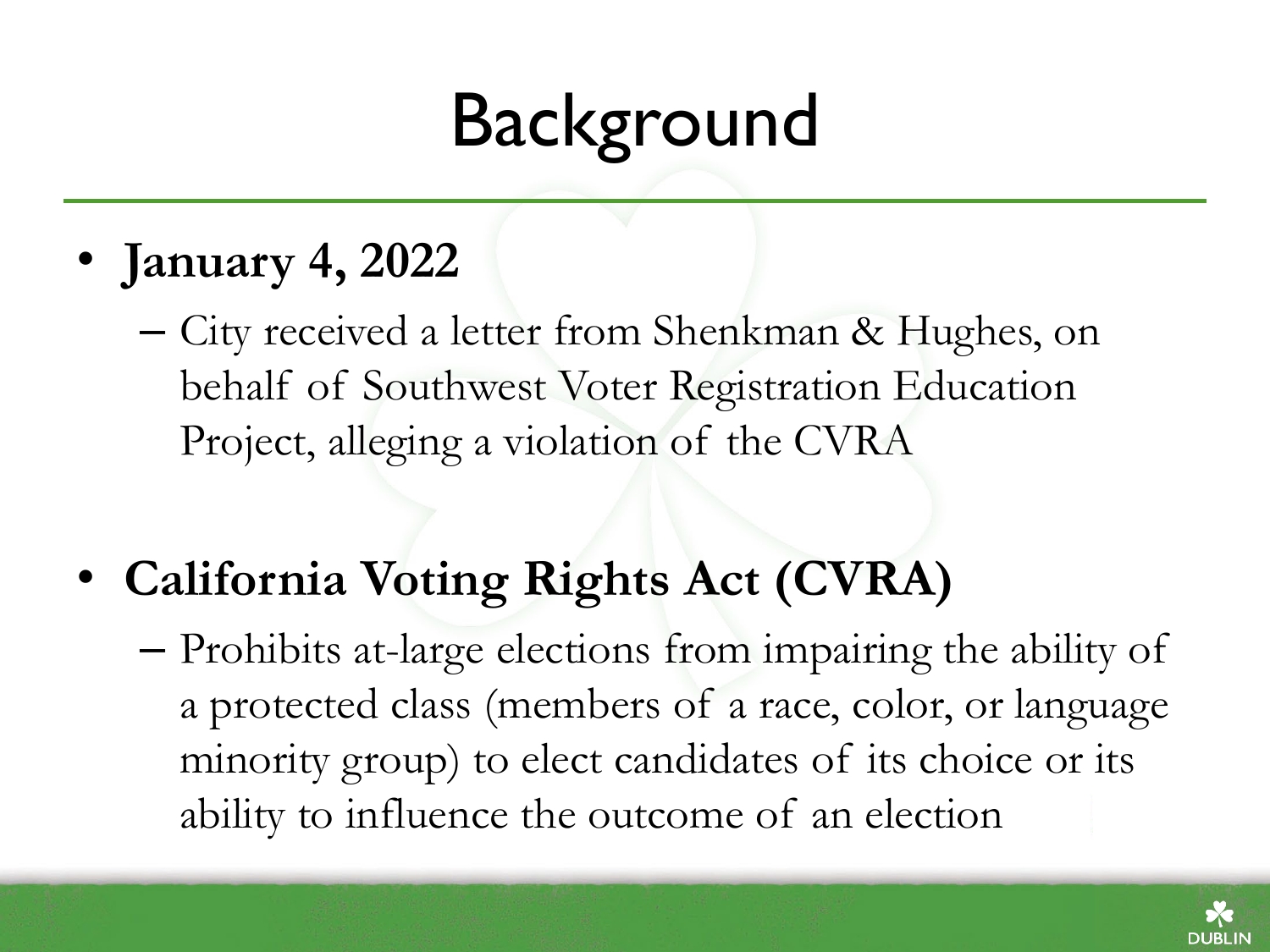# Background

- **January 4, 2022**
  - City received a letter from Shenkman & Hughes, on behalf of Southwest Voter Registration Education Project, alleging a violation of the CVRA

- **California Voting Rights Act (CVRA)**
  - Prohibits at-large elections from impairing the ability of a protected class (members of a race, color, or language minority group) to elect candidates of its choice or its ability to influence the outcome of an election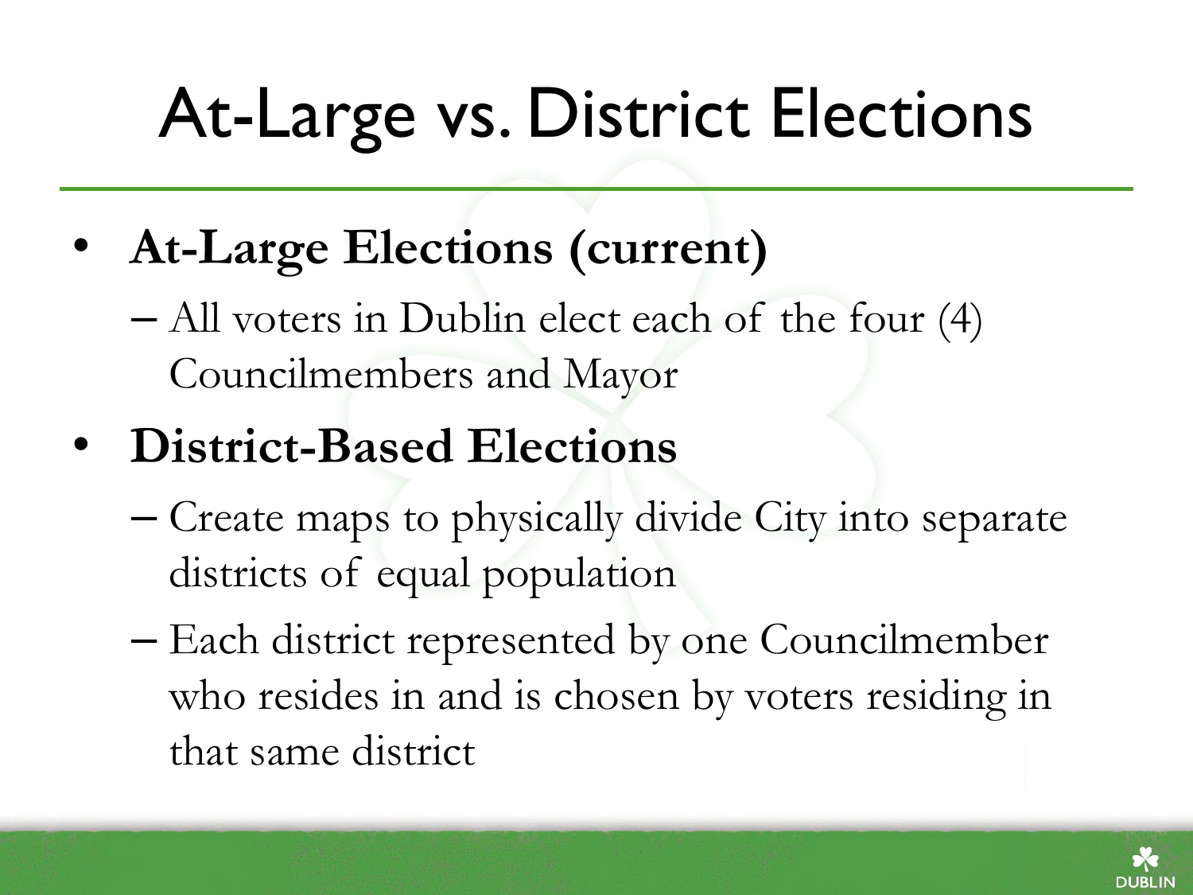# At-Large vs. District Elections

- **At-Large Elections (current)**
  - All voters in Dublin elect each of the four (4) Councilmembers and Mayor
- **District-Based Elections**
  - Create maps to physically divide City into separate districts of equal population
  - Each district represented by one Councilmember who resides in and is chosen by voters residing in that same district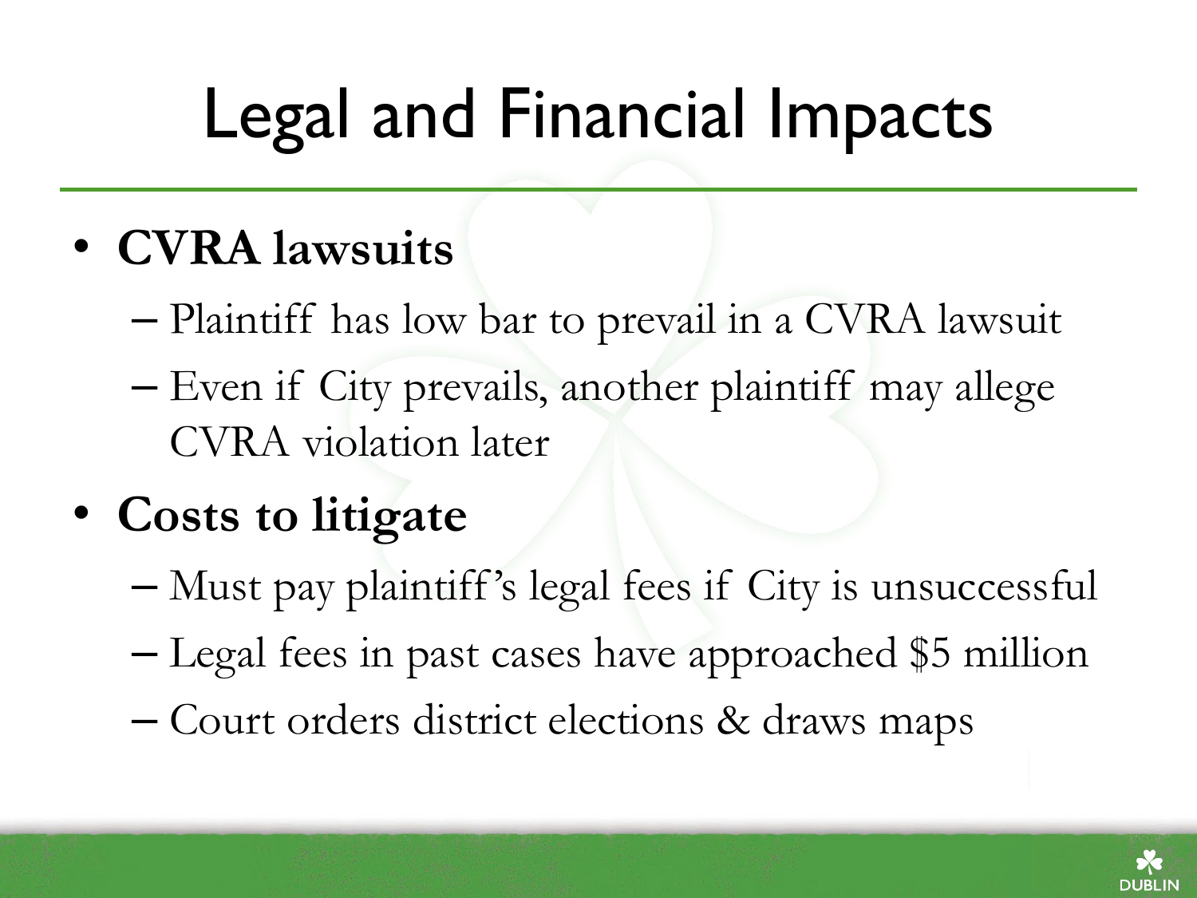# Legal and Financial Impacts

- **CVRA lawsuits**
  - Plaintiff has low bar to prevail in a CVRA lawsuit
  - Even if City prevails, another plaintiff may allege CVRA violation later
- **Costs to litigate**
  - Must pay plaintiff's legal fees if City is unsuccessful
  - Legal fees in past cases have approached $5 million
  - Court orders district elections & draws maps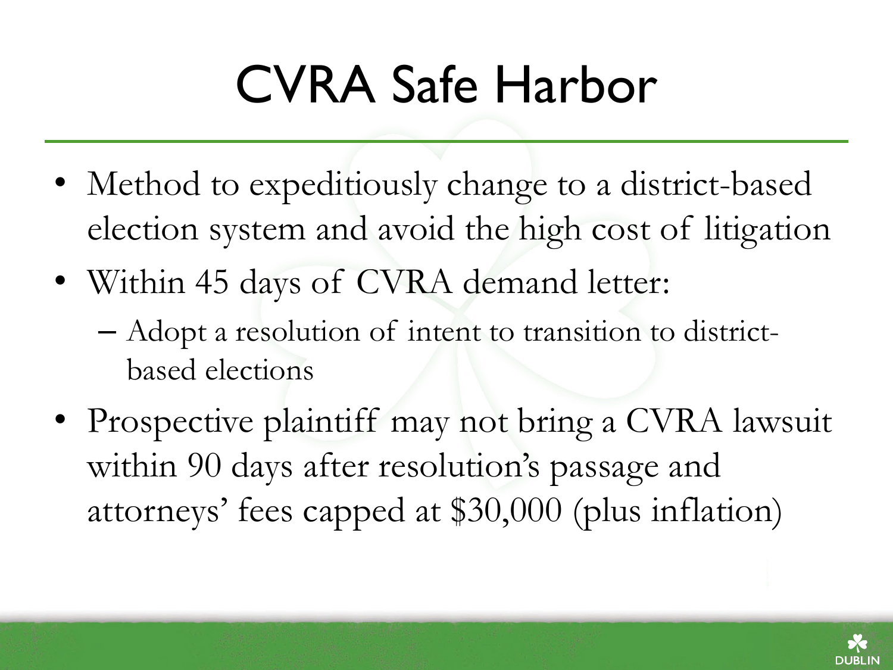# CVRA Safe Harbor

- Method to expeditiously change to a district-based election system and avoid the high cost of litigation
- Within 45 days of CVRA demand letter:
  - Adopt a resolution of intent to transition to district-based elections
- Prospective plaintiff may not bring a CVRA lawsuit within 90 days after resolution's passage and attorneys' fees capped at $30,000 (plus inflation)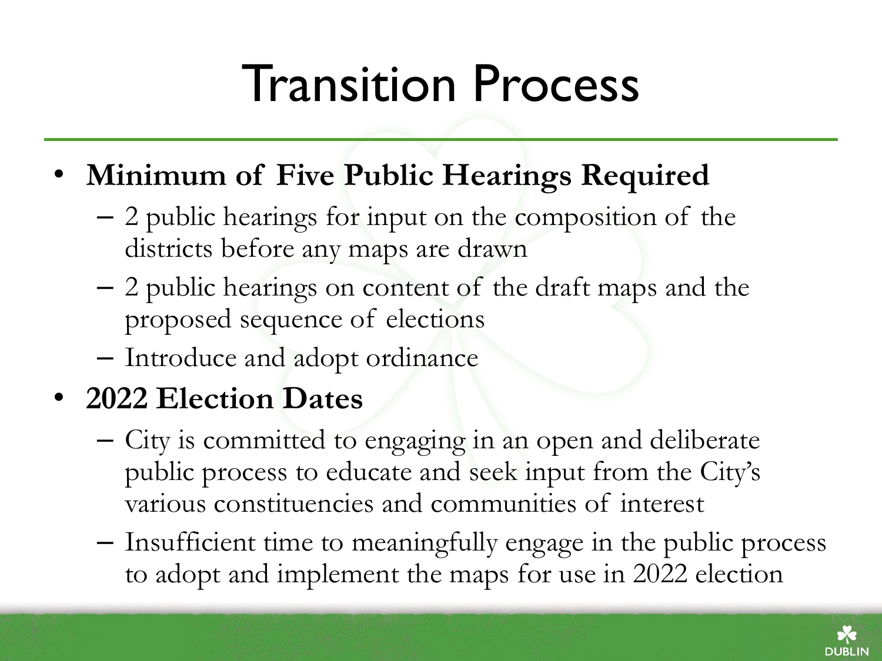# Transition Process

- **Minimum of Five Public Hearings Required**
  - 2 public hearings for input on the composition of the districts before any maps are drawn
  - 2 public hearings on content of the draft maps and the proposed sequence of elections
  - Introduce and adopt ordinance
- **2022 Election Dates**
  - City is committed to engaging in an open and deliberate public process to educate and seek input from the City's various constituencies and communities of interest
  - Insufficient time to meaningfully engage in the public process to adopt and implement the maps for use in 2022 election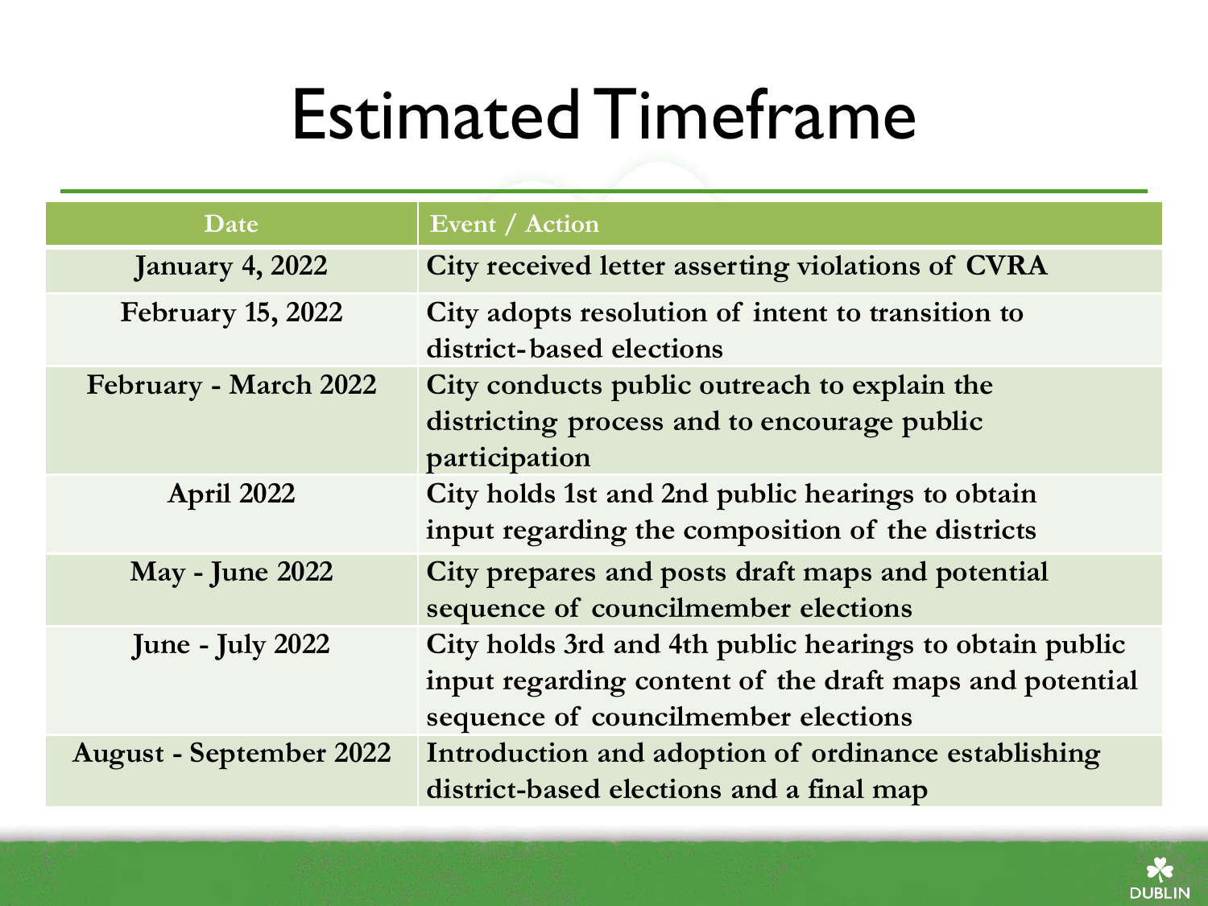# Estimated Timeframe

| Date | Event / Action |
| --- | --- |
| January 4, 2022 | City received letter asserting violations of CVRA |
| February 15, 2022 | City adopts resolution of intent to transition to district-based elections |
| February - March 2022 | City conducts public outreach to explain the districting process and to encourage public participation |
| April 2022 | City holds 1st and 2nd public hearings to obtain input regarding the composition of the districts |
| May - June 2022 | City prepares and posts draft maps and potential sequence of councilmember elections |
| June - July 2022 | City holds 3rd and 4th public hearings to obtain public input regarding content of the draft maps and potential sequence of councilmember elections |
| August - September 2022 | Introduction and adoption of ordinance establishing district-based elections and a final map |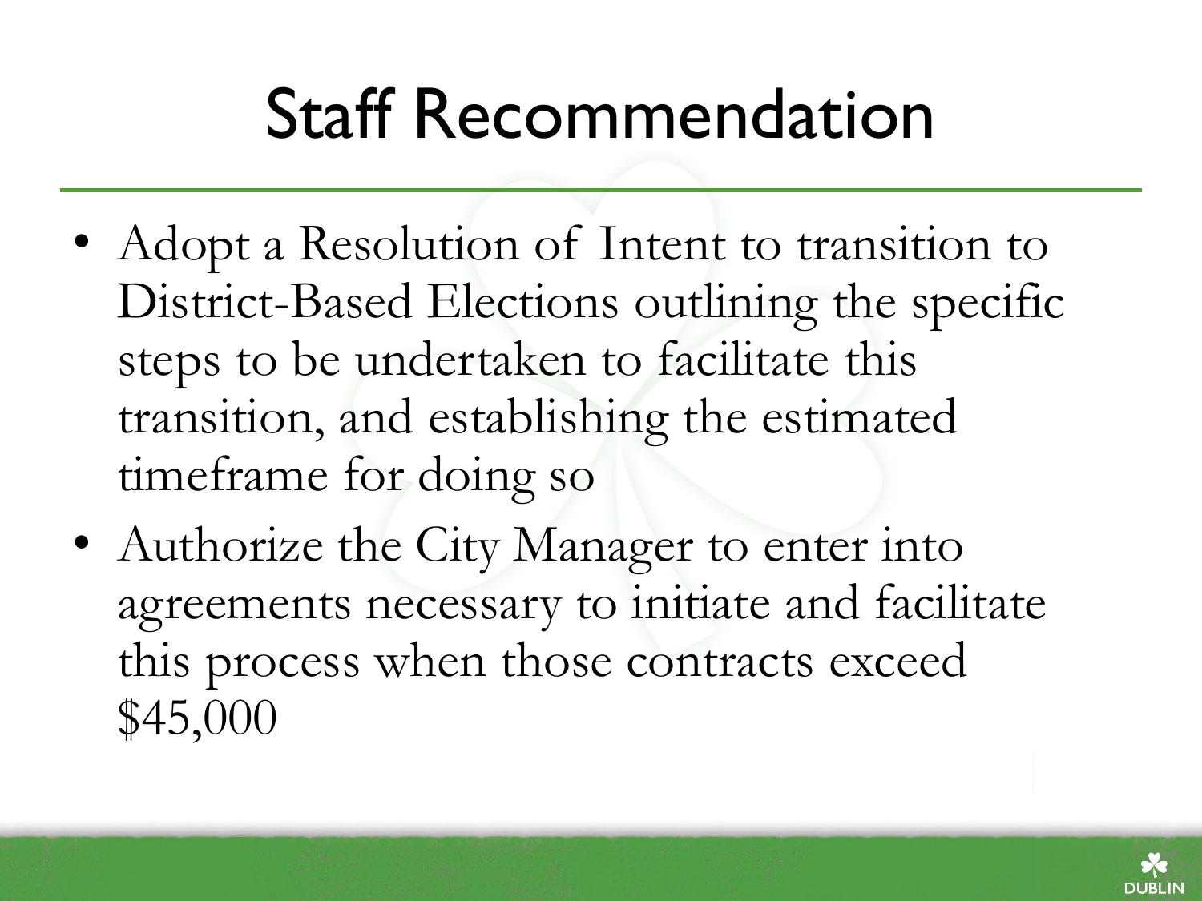# Staff Recommendation

- Adopt a Resolution of Intent to transition to District-Based Elections outlining the specific steps to be undertaken to facilitate this transition, and establishing the estimated timeframe for doing so
- Authorize the City Manager to enter into agreements necessary to initiate and facilitate this process when those contracts exceed $45,000